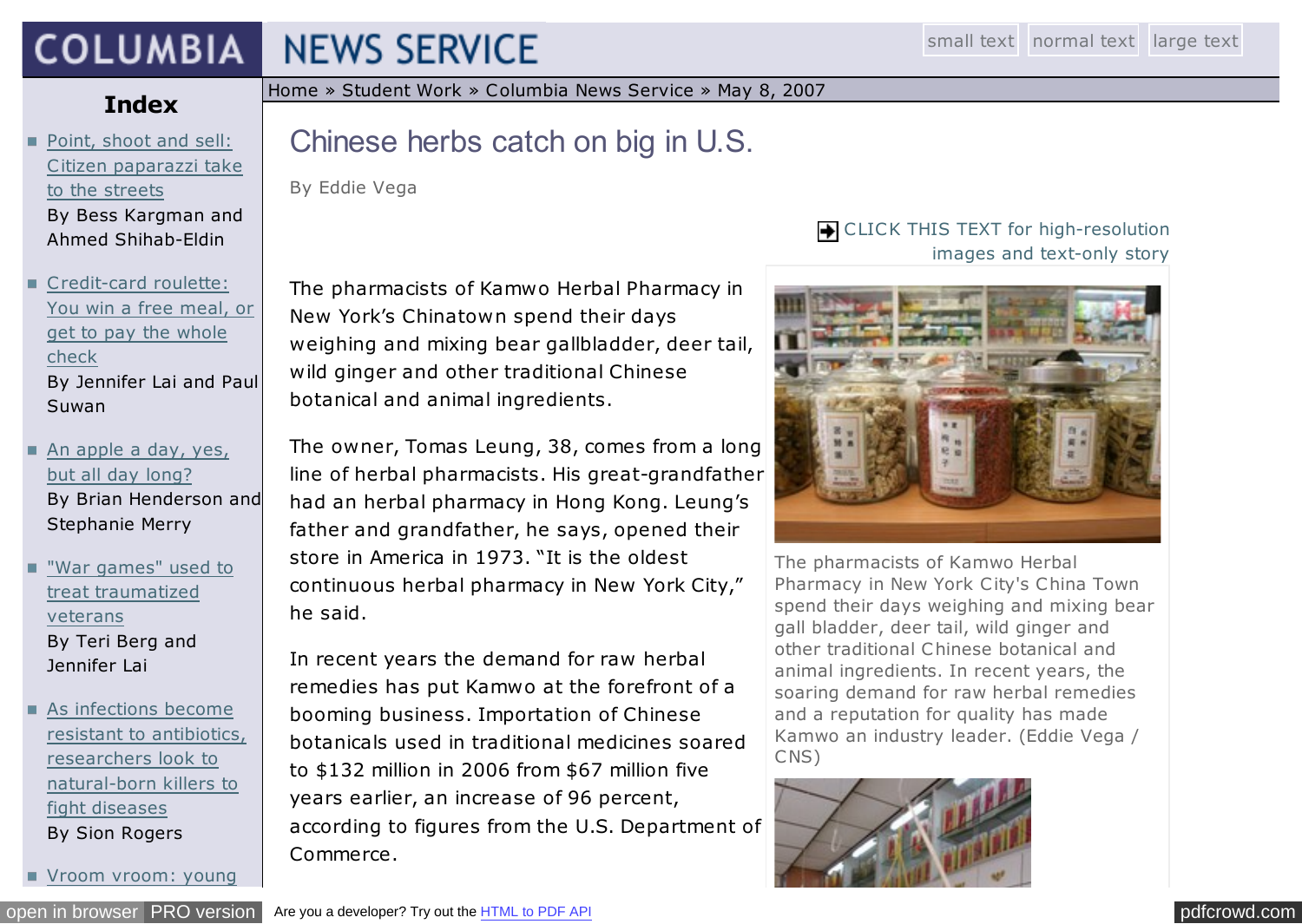# COLUMBIA NEWS SERVICE

small text | normal text | large text

Home » Student Work » Columbia News Service » May 8, 2007

## Index

- Point, shoot and sell: Citizen paparazzi take to the streets
  By Bess Kargman and Ahmed Shihab-Eldin
- Credit-card roulette: You win a free meal, or get to pay the whole check
  By Jennifer Lai and Paul Suwan
- An apple a day, yes, but all day long?
  By Brian Henderson and Stephanie Merry
- "War games" used to treat traumatized veterans
  By Teri Berg and Jennifer Lai
- As infections become resistant to antibiotics, researchers look to natural-born killers to fight diseases
  By Sion Rogers
- Vroom vroom: young

# Chinese herbs catch on big in U.S.

By Eddie Vega

CLICK THIS TEXT for high-resolution images and text-only story

The pharmacists of Kamwo Herbal Pharmacy in New York's Chinatown spend their days weighing and mixing bear gallbladder, deer tail, wild ginger and other traditional Chinese botanical and animal ingredients.

The owner, Tomas Leung, 38, comes from a long line of herbal pharmacists. His great-grandfather had an herbal pharmacy in Hong Kong. Leung's father and grandfather, he says, opened their store in America in 1973. "It is the oldest continuous herbal pharmacy in New York City," he said.

In recent years the demand for raw herbal remedies has put Kamwo at the forefront of a booming business. Importation of Chinese botanicals used in traditional medicines soared to $132 million in 2006 from $67 million five years earlier, an increase of 96 percent, according to figures from the U.S. Department of Commerce.

The pharmacists of Kamwo Herbal Pharmacy in New York City's China Town spend their days weighing and mixing bear gall bladder, deer tail, wild ginger and other traditional Chinese botanical and animal ingredients. In recent years, the soaring demand for raw herbal remedies and a reputation for quality has made Kamwo an industry leader. (Eddie Vega / CNS)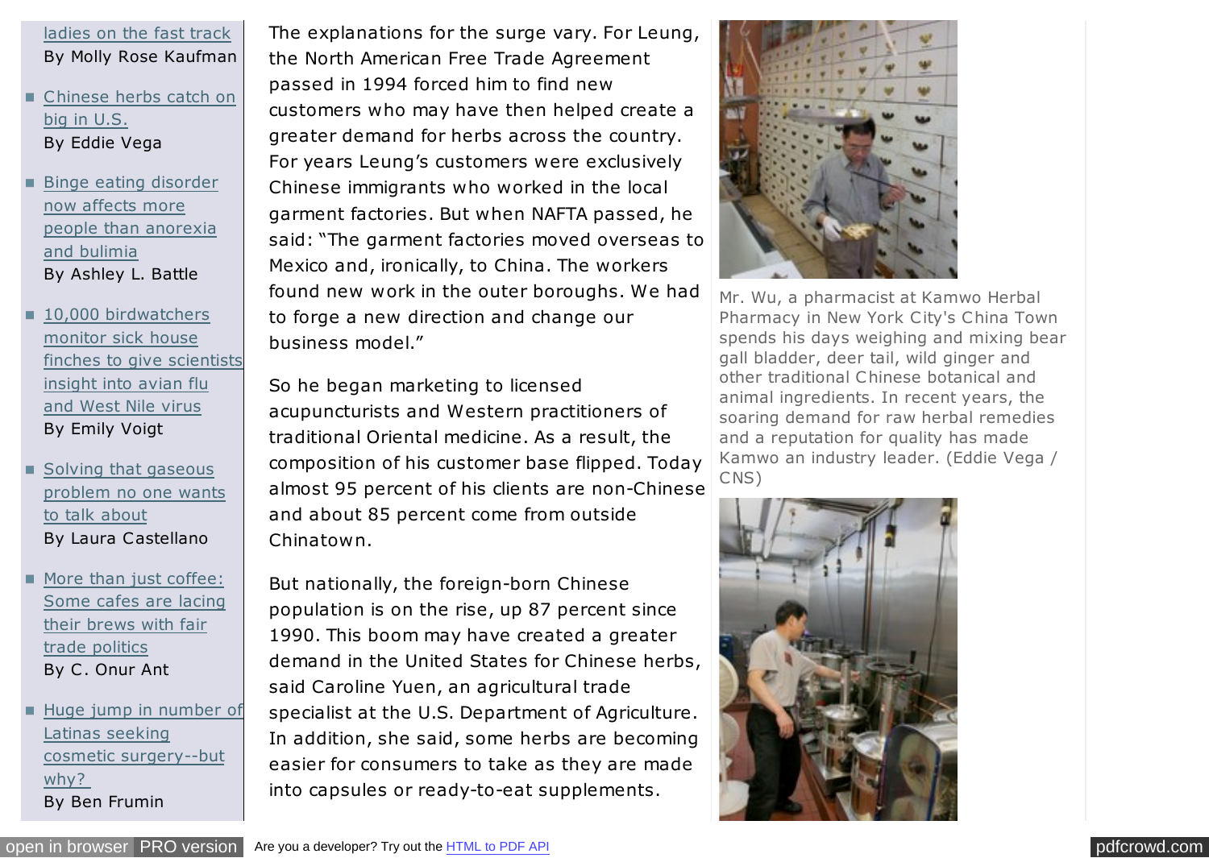- ladies on the fast track
  By Molly Rose Kaufman
- Chinese herbs catch on big in U.S.
  By Eddie Vega
- Binge eating disorder now affects more people than anorexia and bulimia
  By Ashley L. Battle
- 10,000 birdwatchers monitor sick house finches to give scientists insight into avian flu and West Nile virus
  By Emily Voigt
- Solving that gaseous problem no one wants to talk about
  By Laura Castellano
- More than just coffee: Some cafes are lacing their brews with fair trade politics
  By C. Onur Ant
- Huge jump in number of Latinas seeking cosmetic surgery--but why?
  By Ben Frumin

The explanations for the surge vary. For Leung, the North American Free Trade Agreement passed in 1994 forced him to find new customers who may have then helped create a greater demand for herbs across the country. For years Leung's customers were exclusively Chinese immigrants who worked in the local garment factories. But when NAFTA passed, he said: "The garment factories moved overseas to Mexico and, ironically, to China. The workers found new work in the outer boroughs. We had to forge a new direction and change our business model."

So he began marketing to licensed acupuncturists and Western practitioners of traditional Oriental medicine. As a result, the composition of his customer base flipped. Today almost 95 percent of his clients are non-Chinese and about 85 percent come from outside Chinatown.

But nationally, the foreign-born Chinese population is on the rise, up 87 percent since 1990. This boom may have created a greater demand in the United States for Chinese herbs, said Caroline Yuen, an agricultural trade specialist at the U.S. Department of Agriculture. In addition, she said, some herbs are becoming easier for consumers to take as they are made into capsules or ready-to-eat supplements.

Mr. Wu, a pharmacist at Kamwo Herbal Pharmacy in New York City's China Town spends his days weighing and mixing bear gall bladder, deer tail, wild ginger and other traditional Chinese botanical and animal ingredients. In recent years, the soaring demand for raw herbal remedies and a reputation for quality has made Kamwo an industry leader. (Eddie Vega / CNS)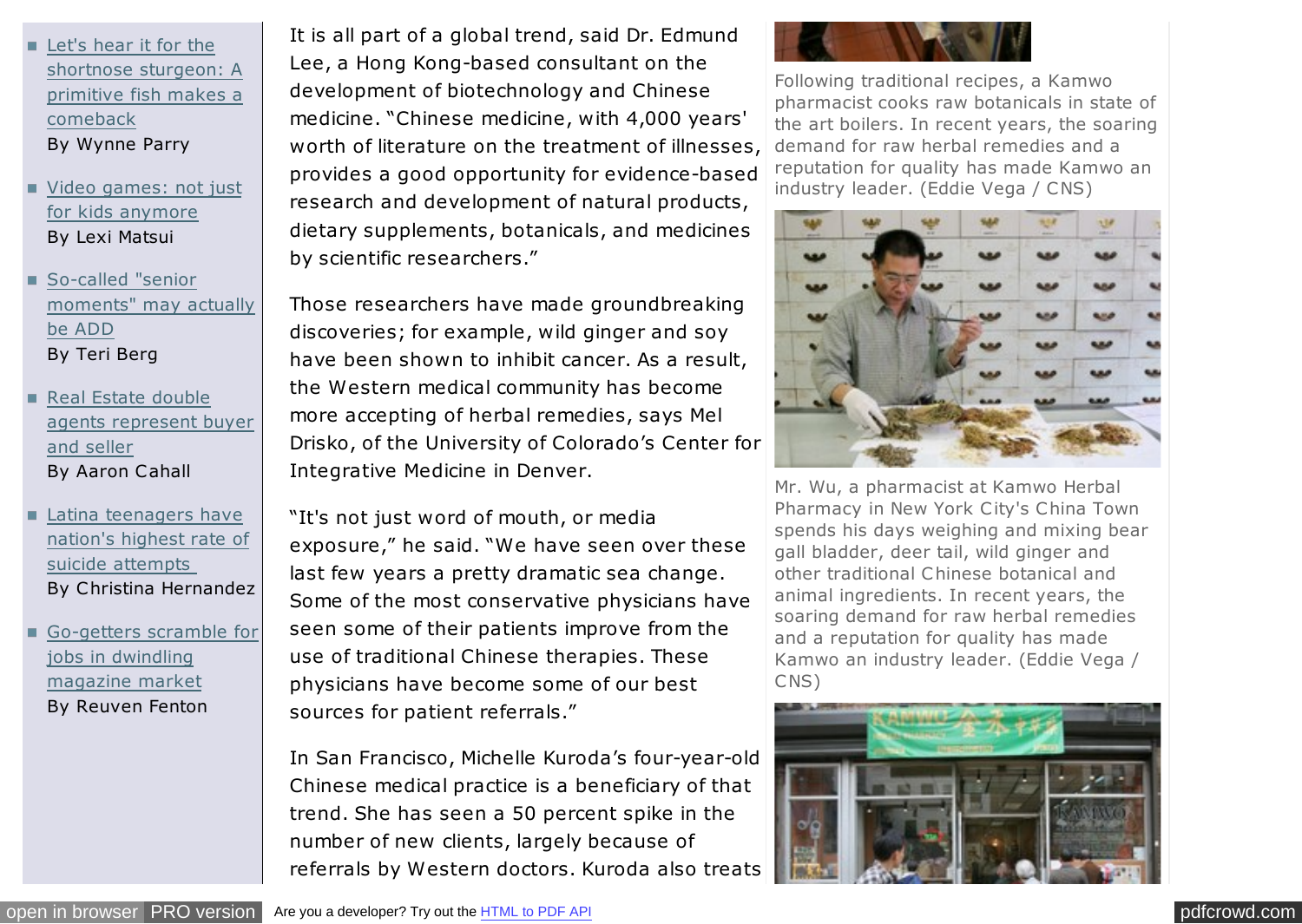- Let's hear it for the shortnose sturgeon: A primitive fish makes a comeback
  By Wynne Parry
- Video games: not just for kids anymore
  By Lexi Matsui
- So-called "senior moments" may actually be ADD
  By Teri Berg
- Real Estate double agents represent buyer and seller
  By Aaron Cahall
- Latina teenagers have nation's highest rate of suicide attempts
  By Christina Hernandez
- Go-getters scramble for jobs in dwindling magazine market
  By Reuven Fenton

It is all part of a global trend, said Dr. Edmund Lee, a Hong Kong-based consultant on the development of biotechnology and Chinese medicine. "Chinese medicine, with 4,000 years' worth of literature on the treatment of illnesses, provides a good opportunity for evidence-based research and development of natural products, dietary supplements, botanicals, and medicines by scientific researchers."

Those researchers have made groundbreaking discoveries; for example, wild ginger and soy have been shown to inhibit cancer. As a result, the Western medical community has become more accepting of herbal remedies, says Mel Drisko, of the University of Colorado's Center for Integrative Medicine in Denver.

"It's not just word of mouth, or media exposure," he said. "We have seen over these last few years a pretty dramatic sea change. Some of the most conservative physicians have seen some of their patients improve from the use of traditional Chinese therapies. These physicians have become some of our best sources for patient referrals."

In San Francisco, Michelle Kuroda's four-year-old Chinese medical practice is a beneficiary of that trend. She has seen a 50 percent spike in the number of new clients, largely because of referrals by Western doctors. Kuroda also treats

Following traditional recipes, a Kamwo pharmacist cooks raw botanicals in state of the art boilers. In recent years, the soaring demand for raw herbal remedies and a reputation for quality has made Kamwo an industry leader. (Eddie Vega / CNS)

Mr. Wu, a pharmacist at Kamwo Herbal Pharmacy in New York City's China Town spends his days weighing and mixing bear gall bladder, deer tail, wild ginger and other traditional Chinese botanical and animal ingredients. In recent years, the soaring demand for raw herbal remedies and a reputation for quality has made Kamwo an industry leader. (Eddie Vega / CNS)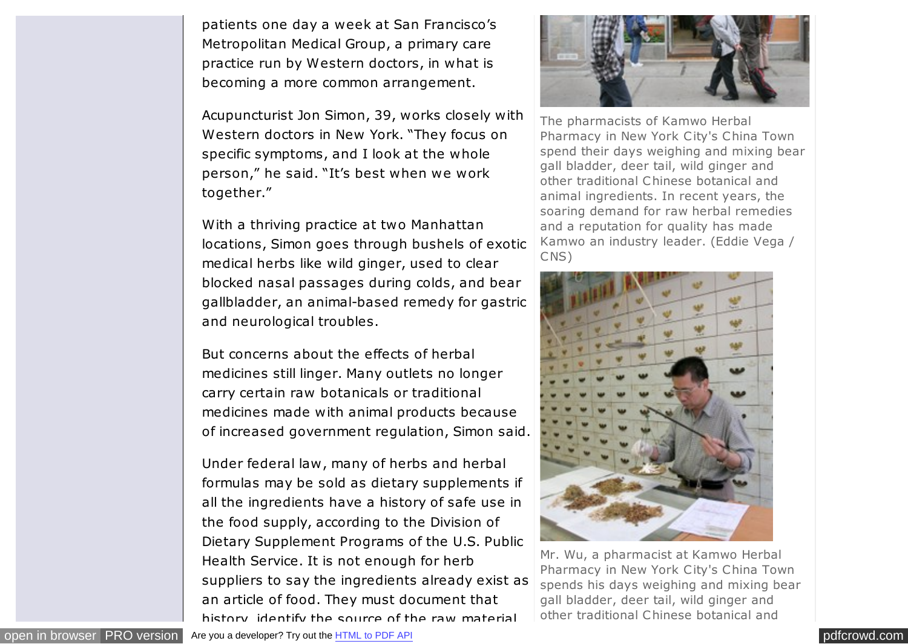patients one day a week at San Francisco's Metropolitan Medical Group, a primary care practice run by Western doctors, in what is becoming a more common arrangement.

Acupuncturist Jon Simon, 39, works closely with Western doctors in New York. "They focus on specific symptoms, and I look at the whole person," he said. "It's best when we work together."

With a thriving practice at two Manhattan locations, Simon goes through bushels of exotic medical herbs like wild ginger, used to clear blocked nasal passages during colds, and bear gallbladder, an animal-based remedy for gastric and neurological troubles.

But concerns about the effects of herbal medicines still linger. Many outlets no longer carry certain raw botanicals or traditional medicines made with animal products because of increased government regulation, Simon said.

Under federal law, many of herbs and herbal formulas may be sold as dietary supplements if all the ingredients have a history of safe use in the food supply, according to the Division of Dietary Supplement Programs of the U.S. Public Health Service. It is not enough for herb suppliers to say the ingredients already exist as an article of food. They must document that history, identify the source of the raw material

The pharmacists of Kamwo Herbal Pharmacy in New York City's China Town spend their days weighing and mixing bear gall bladder, deer tail, wild ginger and other traditional Chinese botanical and animal ingredients. In recent years, the soaring demand for raw herbal remedies and a reputation for quality has made Kamwo an industry leader. (Eddie Vega / CNS)

Mr. Wu, a pharmacist at Kamwo Herbal Pharmacy in New York City's China Town spends his days weighing and mixing bear gall bladder, deer tail, wild ginger and other traditional Chinese botanical and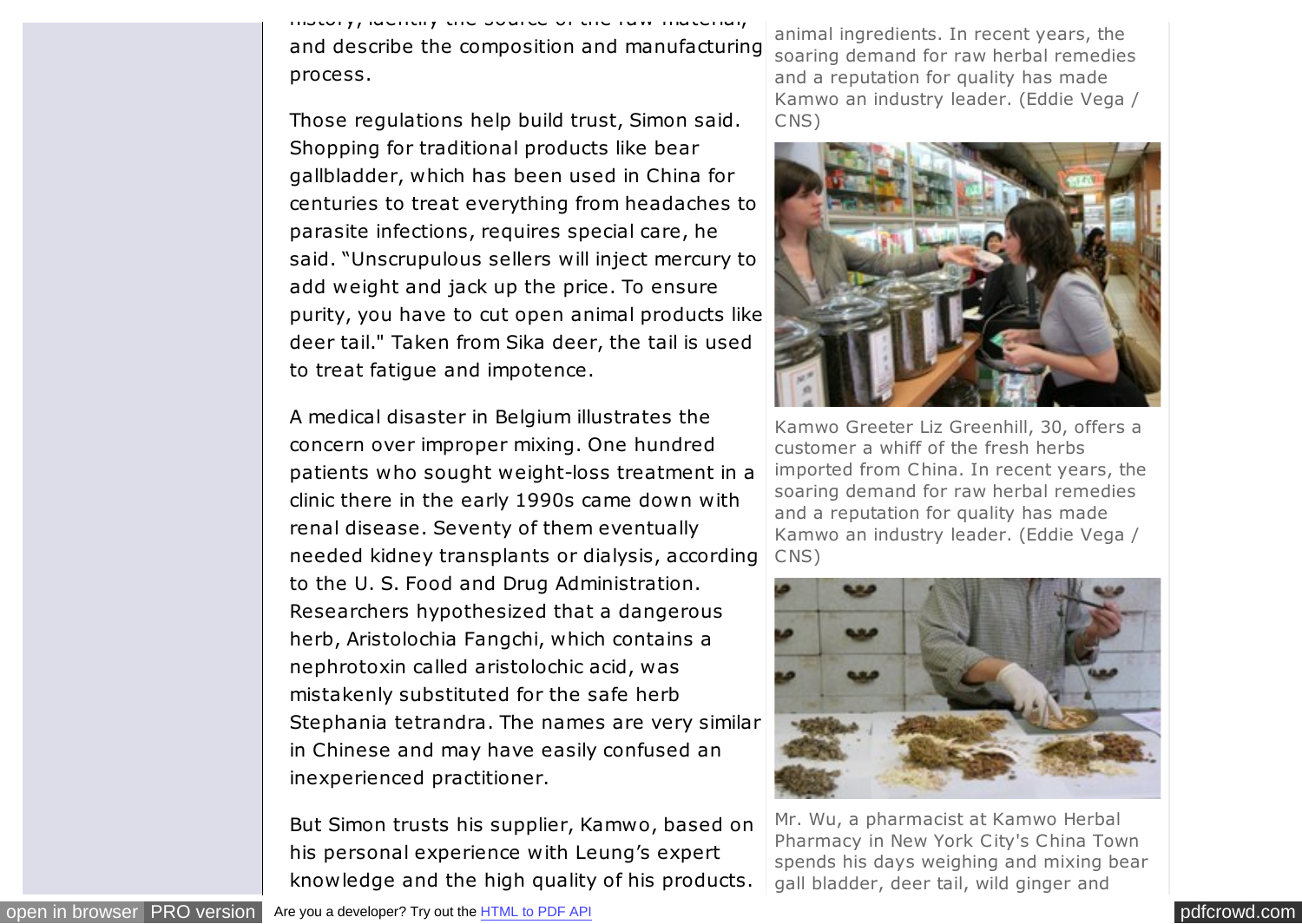history, identify the source of the raw material, and describe the composition and manufacturing process.

Those regulations help build trust, Simon said. Shopping for traditional products like bear gallbladder, which has been used in China for centuries to treat everything from headaches to parasite infections, requires special care, he said. "Unscrupulous sellers will inject mercury to add weight and jack up the price. To ensure purity, you have to cut open animal products like deer tail." Taken from Sika deer, the tail is used to treat fatigue and impotence.

A medical disaster in Belgium illustrates the concern over improper mixing. One hundred patients who sought weight-loss treatment in a clinic there in the early 1990s came down with renal disease. Seventy of them eventually needed kidney transplants or dialysis, according to the U. S. Food and Drug Administration. Researchers hypothesized that a dangerous herb, Aristolochia Fangchi, which contains a nephrotoxin called aristolochic acid, was mistakenly substituted for the safe herb Stephania tetrandra. The names are very similar in Chinese and may have easily confused an inexperienced practitioner.

But Simon trusts his supplier, Kamwo, based on his personal experience with Leung's expert knowledge and the high quality of his products.

animal ingredients. In recent years, the soaring demand for raw herbal remedies and a reputation for quality has made Kamwo an industry leader. (Eddie Vega / CNS)

Kamwo Greeter Liz Greenhill, 30, offers a customer a whiff of the fresh herbs imported from China. In recent years, the soaring demand for raw herbal remedies and a reputation for quality has made Kamwo an industry leader. (Eddie Vega / CNS)

Mr. Wu, a pharmacist at Kamwo Herbal Pharmacy in New York City's China Town spends his days weighing and mixing bear gall bladder, deer tail, wild ginger and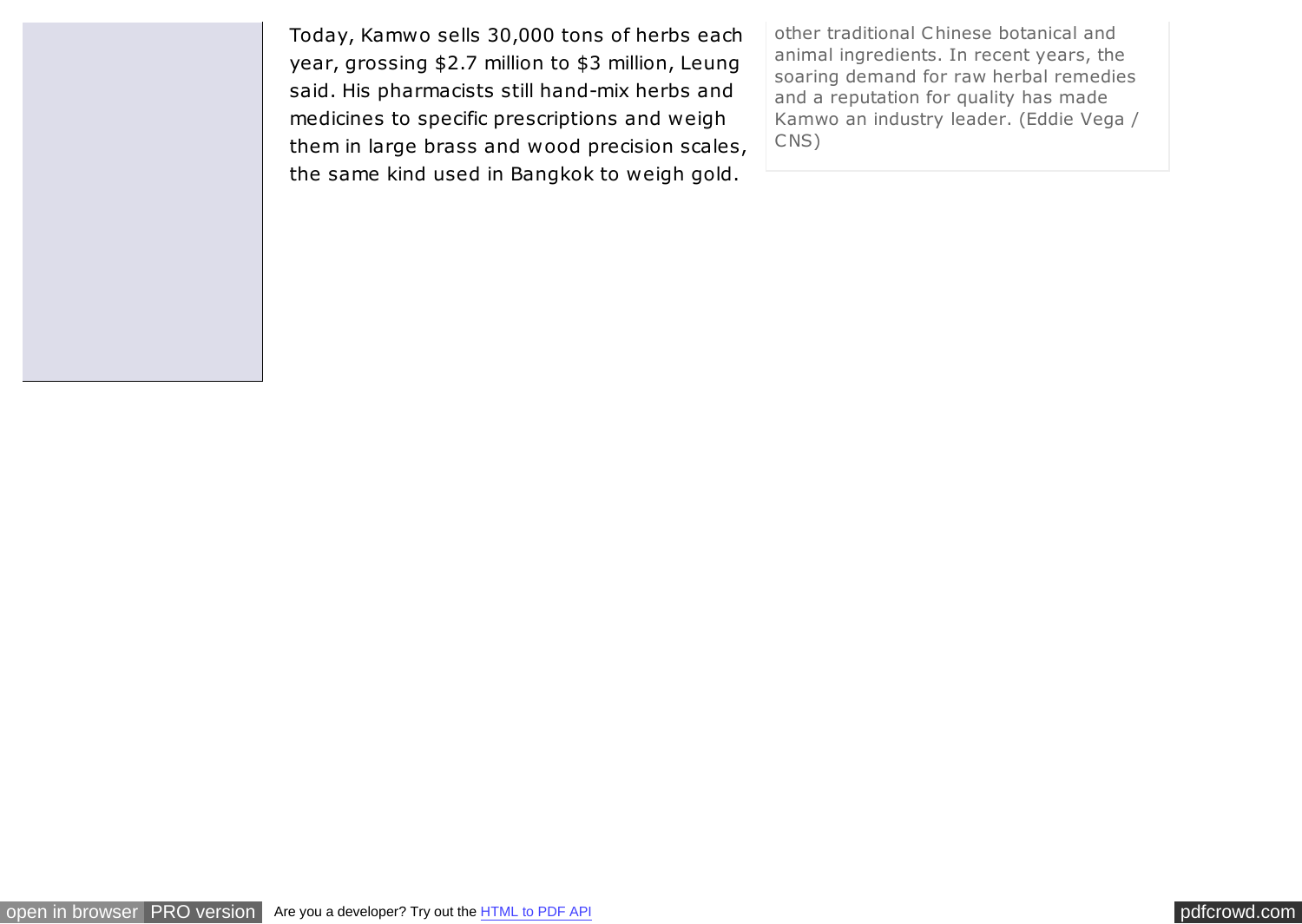Today, Kamwo sells 30,000 tons of herbs each year, grossing $2.7 million to $3 million, Leung said. His pharmacists still hand-mix herbs and medicines to specific prescriptions and weigh them in large brass and wood precision scales, the same kind used in Bangkok to weigh gold.

other traditional Chinese botanical and animal ingredients. In recent years, the soaring demand for raw herbal remedies and a reputation for quality has made Kamwo an industry leader. (Eddie Vega / CNS)